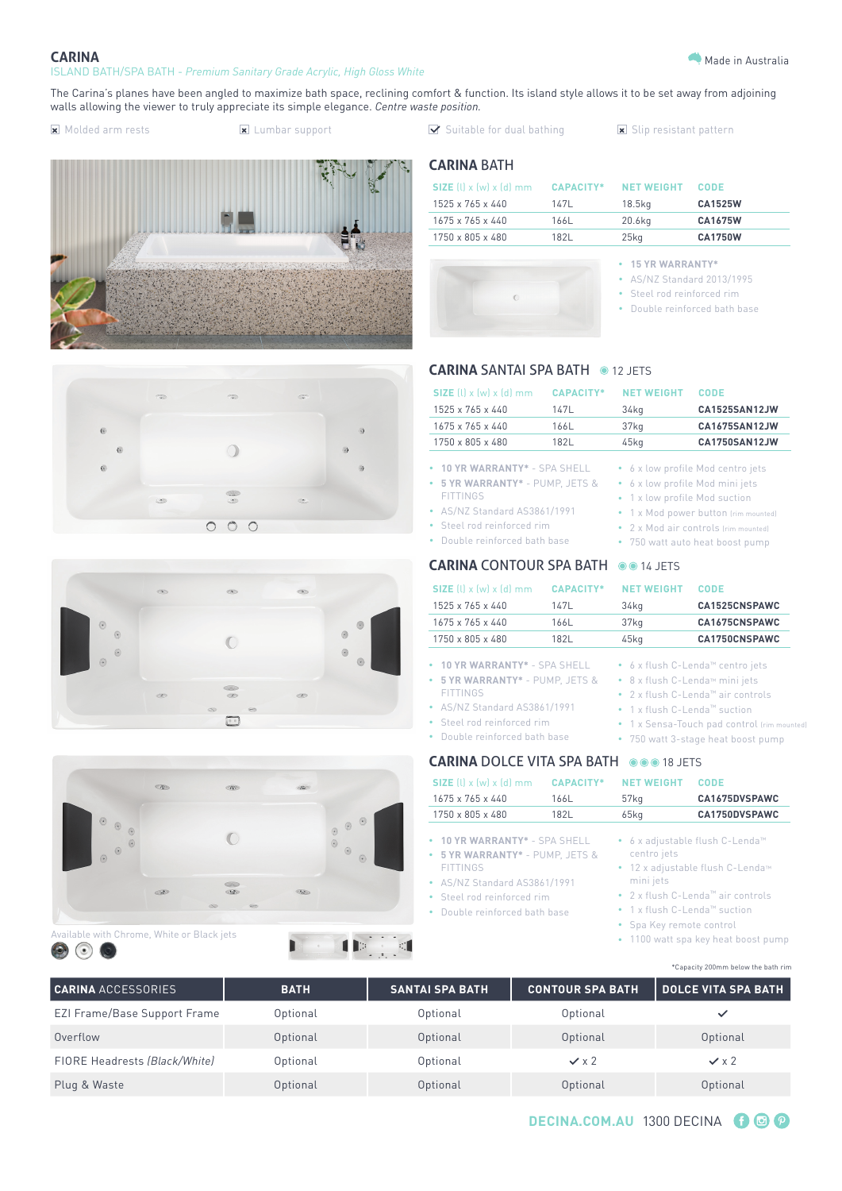# CARINA

ISLAND BATH/SPA BATH - *Premium Sanitary Grade Acrylic, High Gloss White*

Made in Australia

The Carina's planes have been angled to maximize bath space, reclining comfort & function. Its island style allows it to be set away from adjoining walls allowing the viewer to truly appreciate its simple elegance. *Centre waste position.*

- ☒ Molded arm rests
- ☒ Lumbar support
- ☑ Suitable for dual bathing
- ☒ Slip resistant pattern

## CARINA BATH

| SIZE (l) x (w) x (d) mm | CAPACITY* | NET WEIGHT | CODE |
|---|---|---|---|
| 1525 x 765 x 440 | 147L | 18.5kg | **CA1525W** |
| 1675 x 765 x 440 | 166L | 20.6kg | **CA1675W** |
| 1750 x 805 x 480 | 182L | 25kg | **CA1750W** |

- **15 YR WARRANTY***
- AS/NZ Standard 2013/1995
- Steel rod reinforced rim
- Double reinforced bath base

## CARINA SANTAI SPA BATH ◉ 12 JETS

| SIZE (l) x (w) x (d) mm | CAPACITY* | NET WEIGHT | CODE |
|---|---|---|---|
| 1525 x 765 x 440 | 147L | 34kg | **CA1525SAN12JW** |
| 1675 x 765 x 440 | 166L | 37kg | **CA1675SAN12JW** |
| 1750 x 805 x 480 | 182L | 45kg | **CA1750SAN12JW** |

- **10 YR WARRANTY*** - SPA SHELL
- **5 YR WARRANTY*** - PUMP, JETS & FITTINGS
- AS/NZ Standard AS3861/1991
- Steel rod reinforced rim
- Double reinforced bath base
- 6 x low profile Mod centro jets
- 6 x low profile Mod mini jets
- 1 x low profile Mod suction
- 1 x Mod power button (rim mounted)
- 2 x Mod air controls (rim mounted)
- 750 watt auto heat boost pump

## CARINA CONTOUR SPA BATH ◉◉ 14 JETS

| SIZE (l) x (w) x (d) mm | CAPACITY* | NET WEIGHT | CODE |
|---|---|---|---|
| 1525 x 765 x 440 | 147L | 34kg | **CA1525CNSPAWC** |
| 1675 x 765 x 440 | 166L | 37kg | **CA1675CNSPAWC** |
| 1750 x 805 x 480 | 182L | 45kg | **CA1750CNSPAWC** |

- **10 YR WARRANTY*** - SPA SHELL
- **5 YR WARRANTY*** - PUMP, JETS & FITTINGS
- AS/NZ Standard AS3861/1991
- Steel rod reinforced rim
- Double reinforced bath base
- 6 x flush C-Lenda™ centro jets
- 8 x flush C-Lenda™ mini jets
- 2 x flush C-Lenda™ air controls
- 1 x flush C-Lenda™ suction
- 1 x Sensa-Touch pad control (rim mounted)
- 750 watt 3-stage heat boost pump

## CARINA DOLCE VITA SPA BATH ◉◉◉ 18 JETS

| SIZE (l) x (w) x (d) mm | CAPACITY* | NET WEIGHT | CODE |
|---|---|---|---|
| 1675 x 765 x 440 | 166L | 57kg | **CA1675DVSPAWC** |
| 1750 x 805 x 480 | 182L | 65kg | **CA1750DVSPAWC** |

- **10 YR WARRANTY*** - SPA SHELL
- **5 YR WARRANTY*** - PUMP, JETS & FITTINGS
- AS/NZ Standard AS3861/1991
- Steel rod reinforced rim
- Double reinforced bath base
- 6 x adjustable flush C-Lenda™ centro jets
- 12 x adjustable flush C-Lenda™ mini jets
- 2 x flush C-Lenda™ air controls
- 1 x flush C-Lenda™ suction
- Spa Key remote control
- 1100 watt spa key heat boost pump

Available with Chrome, White or Black jets

*Capacity 200mm below the bath rim

| CARINA ACCESSORIES | BATH | SANTAI SPA BATH | CONTOUR SPA BATH | DOLCE VITA SPA BATH |
|---|---|---|---|---|
| EZI Frame/Base Support Frame | Optional | Optional | Optional | ✓ |
| Overflow | Optional | Optional | Optional | Optional |
| FIORE Headrests *(Black/White)* | Optional | Optional | ✓ x 2 | ✓ x 2 |
| Plug & Waste | Optional | Optional | Optional | Optional |

**DECINA.COM.AU** 1300 DECINA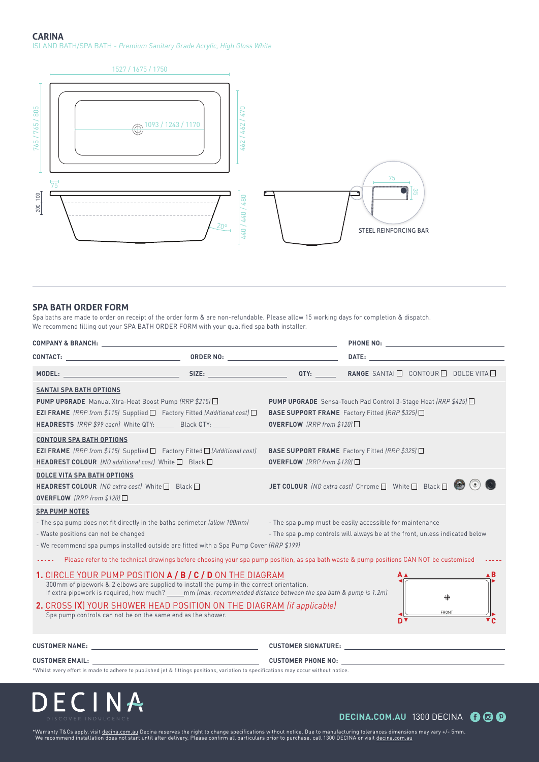## CARINA

ISLAND BATH/SPA BATH - *Premium Sanitary Grade Acrylic, High Gloss White*

1527 / 1675 / 1750

765 / 765 / 805

1093 / 1243 / 1170

462 / 462 / 470

75

200 100

20°

440 / 440 / 480

75

35

STEEL REINFORCING BAR

## SPA BATH ORDER FORM

Spa baths are made to order on receipt of the order form & are non-refundable. Please allow 15 working days for completion & dispatch.
We recommend filling out your SPA BATH ORDER FORM with your qualified spa bath installer.

**COMPANY & BRANCH:** ______________________ **PHONE NO:** ______________________

**CONTACT:** ______________________ **ORDER NO:** ______________________ **DATE:** ______________________

**MODEL:** ______________________ **SIZE:** ______________________ **QTY:** _____ **RANGE** SANTAI ☐ CONTOUR ☐ DOLCE VITA ☐

### SANTAI SPA BATH OPTIONS

**PUMP UPGRADE** Manual Xtra-Heat Boost Pump *(RRP $215)* ☐

**PUMP UPGRADE** Sensa-Touch Pad Control 3-Stage Heat *(RRP $425)* ☐

**EZI FRAME** *(RRP from $115)* Supplied ☐ Factory Fitted *(Additional cost)* ☐

**BASE SUPPORT FRAME** Factory Fitted *(RRP $325)* ☐

**HEADRESTS** *(RRP $99 each)* White QTY: _____ Black QTY: _____

**OVERFLOW** *(RRP from $120)* ☐

### CONTOUR SPA BATH OPTIONS

**EZI FRAME** *(RRP from $115)* Supplied ☐ Factory Fitted ☐ *(Additional cost)*

**BASE SUPPORT FRAME** Factory Fitted *(RRP $325)* ☐

**HEADREST COLOUR** *(NO additional cost)* White ☐ Black ☐

**OVERFLOW** *(RRP from $120)* ☐

### DOLCE VITA SPA BATH OPTIONS

**HEADREST COLOUR** *(NO extra cost)* White ☐ Black ☐

**JET COLOUR** *(NO extra cost)* Chrome ☐ White ☐ Black ☐

**OVERFLOW** *(RRP from $120)* ☐

### SPA PUMP NOTES

- The spa pump does not fit directly in the baths perimeter *(allow 100mm)*
- The spa pump must be easily accessible for maintenance
- Waste positions can not be changed
- The spa pump controls will always be at the front, unless indicated below
- We recommend spa pumps installed outside are fitted with a Spa Pump Cover *(RRP $199)*

Please refer to the technical drawings before choosing your spa pump position, as spa bath waste & pump positions CAN NOT be customised

**1.** CIRCLE YOUR PUMP POSITION **A / B / C / D** ON THE DIAGRAM

300mm of pipework & 2 elbows are supplied to install the pump in the correct orientation.
If extra pipework is required, how much? _____mm *(max. recommended distance between the spa bath & pump is 1.2m)*

**2.** CROSS **(X)** YOUR SHOWER HEAD POSITION ON THE DIAGRAM *(if applicable)*

Spa pump controls can not be on the same end as the shower.

A B
FRONT
D C

**CUSTOMER NAME:** ______________________ **CUSTOMER SIGNATURE:** ______________________

**CUSTOMER EMAIL:** ______________________ **CUSTOMER PHONE NO:** ______________________

*Whilst every effort is made to adhere to published jet & fittings positions, variation to specifications may occur without notice.

DECINA
DISCOVER INDULGENCE

**DECINA.COM.AU** 1300 DECINA

*Warranty T&Cs apply, visit decina.com.au Decina reserves the right to change specifications without notice. Due to manufacturing tolerances dimensions may vary +/- 5mm.
We recommend installation does not start until after delivery. Please confirm all particulars prior to purchase, call 1300 DECINA or visit decina.com.au